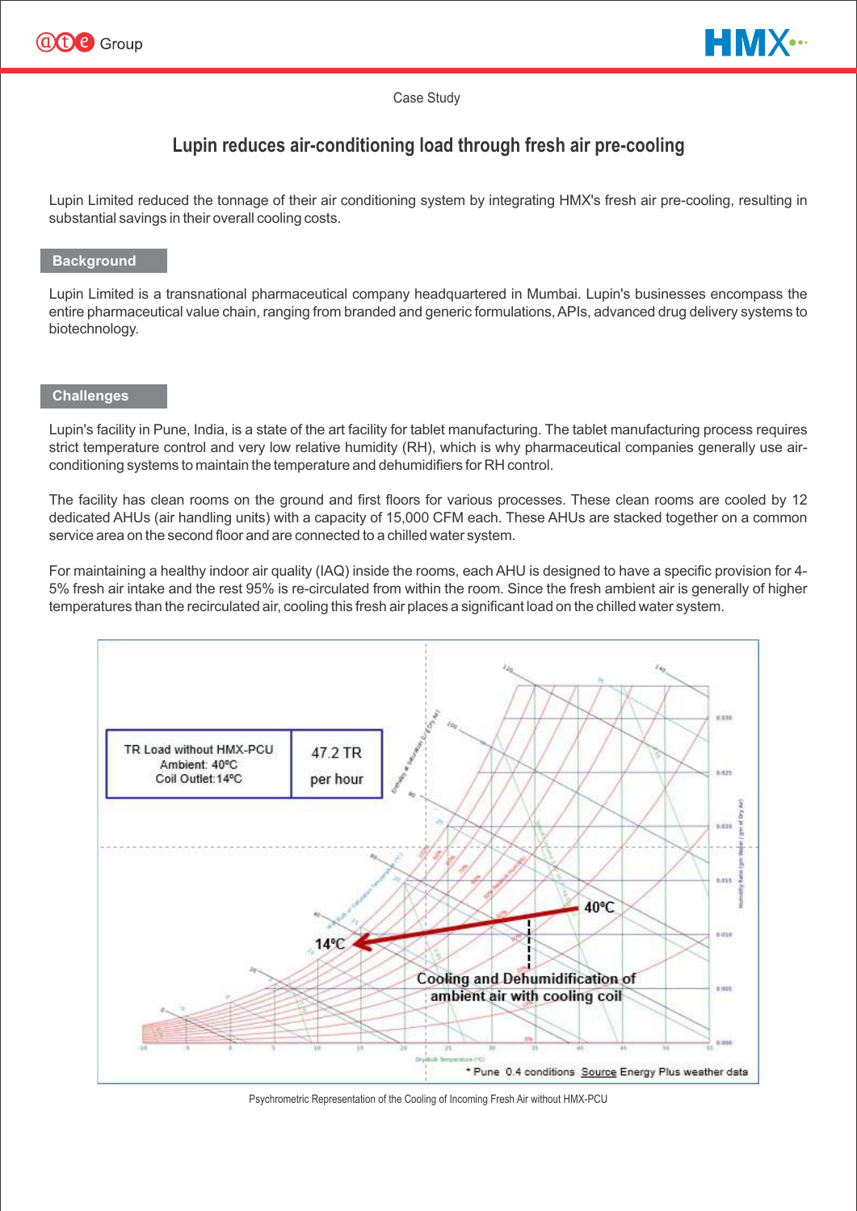Case Study

# Lupin reduces air-conditioning load through fresh air pre-cooling

Lupin Limited reduced the tonnage of their air conditioning system by integrating HMX's fresh air pre-cooling, resulting in substantial savings in their overall cooling costs.

## Background

Lupin Limited is a transnational pharmaceutical company headquartered in Mumbai. Lupin's businesses encompass the entire pharmaceutical value chain, ranging from branded and generic formulations, APIs, advanced drug delivery systems to biotechnology.

## Challenges

Lupin's facility in Pune, India, is a state of the art facility for tablet manufacturing. The tablet manufacturing process requires strict temperature control and very low relative humidity (RH), which is why pharmaceutical companies generally use air-conditioning systems to maintain the temperature and dehumidifiers for RH control.

The facility has clean rooms on the ground and first floors for various processes. These clean rooms are cooled by 12 dedicated AHUs (air handling units) with a capacity of 15,000 CFM each. These AHUs are stacked together on a common service area on the second floor and are connected to a chilled water system.

For maintaining a healthy indoor air quality (IAQ) inside the rooms, each AHU is designed to have a specific provision for 4-5% fresh air intake and the rest 95% is re-circulated from within the room. Since the fresh ambient air is generally of higher temperatures than the recirculated air, cooling this fresh air places a significant load on the chilled water system.

| TR Load without HMX-PCU<br>Ambient: 40ºC<br>Coil Outlet: 14ºC | 47.2 TR per hour |
|---|---|

40ºC → 14ºC

Cooling and Dehumidification of ambient air with cooling coil

* Pune 0.4 conditions Source Energy Plus weather data

Psychrometric Representation of the Cooling of Incoming Fresh Air without HMX-PCU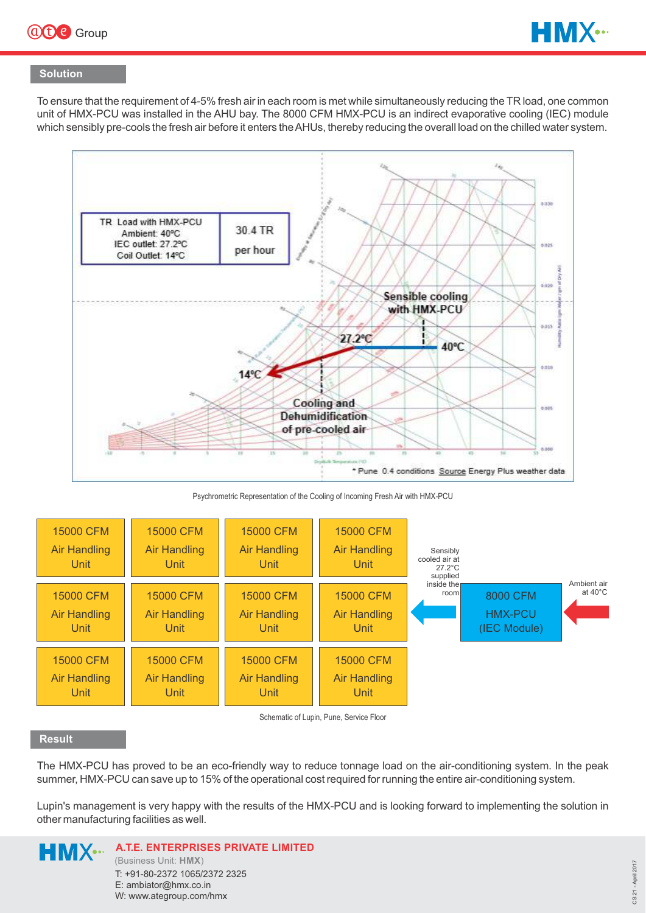## Solution

To ensure that the requirement of 4-5% fresh air in each room is met while simultaneously reducing the TR load, one common unit of HMX-PCU was installed in the AHU bay. The 8000 CFM HMX-PCU is an indirect evaporative cooling (IEC) module which sensibly pre-cools the fresh air before it enters the AHUs, thereby reducing the overall load on the chilled water system.

TR Load with HMX-PCU
Ambient: 40°C
IEC outlet: 27.2°C
Coil Outlet: 14°C

30.4 TR
per hour

Sensible cooling with HMX-PCU

27.2°C

40°C

14°C

Cooling and Dehumidification of pre-cooled air

* Pune 0.4 conditions Source Energy Plus weather data

Psychrometric Representation of the Cooling of Incoming Fresh Air with HMX-PCU

15000 CFM Air Handling Unit (×12)

Sensibly cooled air at 27.2°C supplied inside the room

8000 CFM HMX-PCU (IEC Module)

Ambient air at 40°C

Schematic of Lupin, Pune, Service Floor

## Result

The HMX-PCU has proved to be an eco-friendly way to reduce tonnage load on the air-conditioning system. In the peak summer, HMX-PCU can save up to 15% of the operational cost required for running the entire air-conditioning system.

Lupin's management is very happy with the results of the HMX-PCU and is looking forward to implementing the solution in other manufacturing facilities as well.

**A.T.E. ENTERPRISES PRIVATE LIMITED**
(Business Unit: **HMX**)
T: +91-80-2372 1065/2372 2325
E: ambiator@hmx.co.in
W: www.ategroup.com/hmx

CS 21 - April 2017